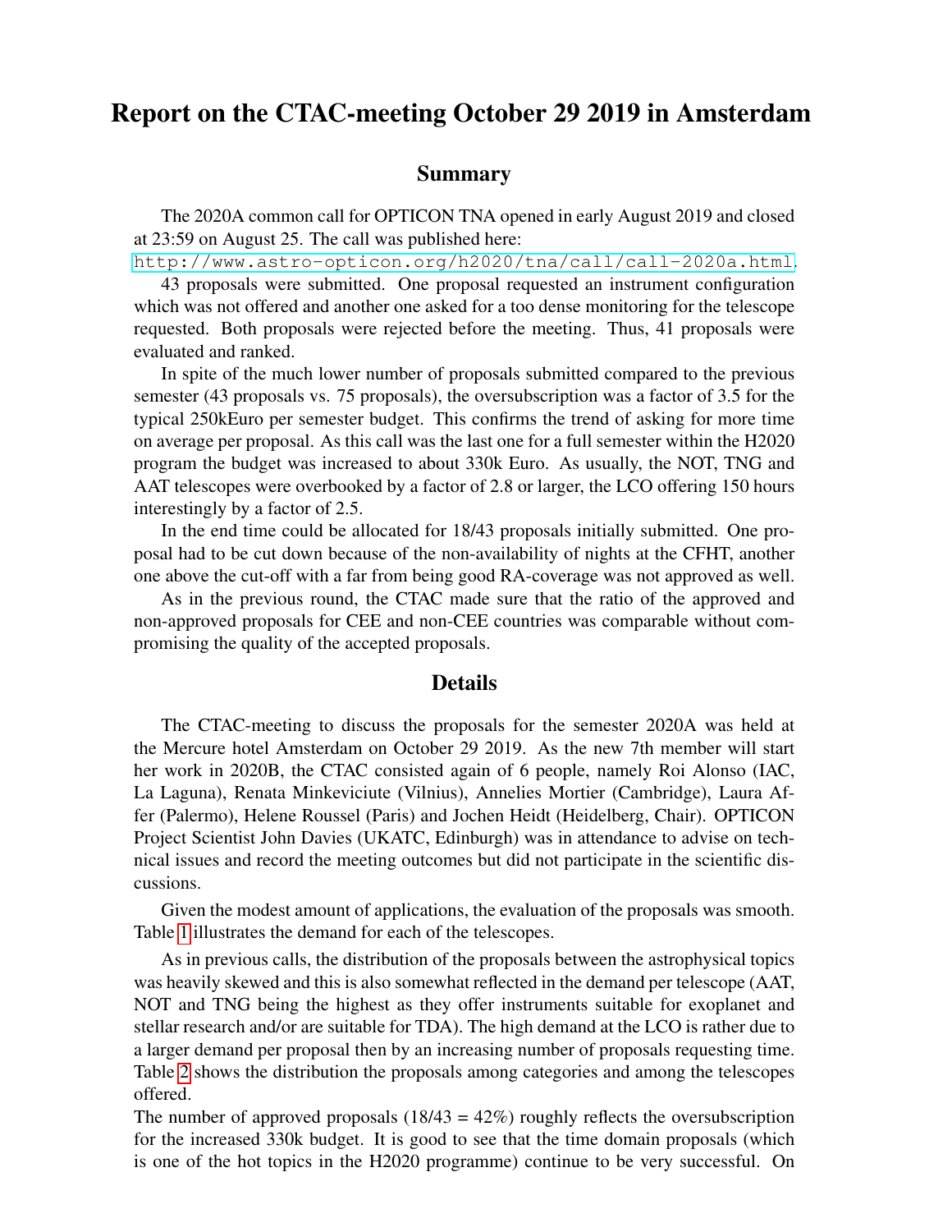# Report on the CTAC-meeting October 29 2019 in Amsterdam

## Summary

The 2020A common call for OPTICON TNA opened in early August 2019 and closed at 23:59 on August 25. The call was published here:
http://www.astro-opticon.org/h2020/tna/call/call-2020a.html.

43 proposals were submitted. One proposal requested an instrument configuration which was not offered and another one asked for a too dense monitoring for the telescope requested. Both proposals were rejected before the meeting. Thus, 41 proposals were evaluated and ranked.

In spite of the much lower number of proposals submitted compared to the previous semester (43 proposals vs. 75 proposals), the oversubscription was a factor of 3.5 for the typical 250kEuro per semester budget. This confirms the trend of asking for more time on average per proposal. As this call was the last one for a full semester within the H2020 program the budget was increased to about 330k Euro. As usually, the NOT, TNG and AAT telescopes were overbooked by a factor of 2.8 or larger, the LCO offering 150 hours interestingly by a factor of 2.5.

In the end time could be allocated for 18/43 proposals initially submitted. One proposal had to be cut down because of the non-availability of nights at the CFHT, another one above the cut-off with a far from being good RA-coverage was not approved as well.

As in the previous round, the CTAC made sure that the ratio of the approved and non-approved proposals for CEE and non-CEE countries was comparable without compromising the quality of the accepted proposals.

## Details

The CTAC-meeting to discuss the proposals for the semester 2020A was held at the Mercure hotel Amsterdam on October 29 2019. As the new 7th member will start her work in 2020B, the CTAC consisted again of 6 people, namely Roi Alonso (IAC, La Laguna), Renata Minkeviciute (Vilnius), Annelies Mortier (Cambridge), Laura Affer (Palermo), Helene Roussel (Paris) and Jochen Heidt (Heidelberg, Chair). OPTICON Project Scientist John Davies (UKATC, Edinburgh) was in attendance to advise on technical issues and record the meeting outcomes but did not participate in the scientific discussions.

Given the modest amount of applications, the evaluation of the proposals was smooth. Table 1 illustrates the demand for each of the telescopes.

As in previous calls, the distribution of the proposals between the astrophysical topics was heavily skewed and this is also somewhat reflected in the demand per telescope (AAT, NOT and TNG being the highest as they offer instruments suitable for exoplanet and stellar research and/or are suitable for TDA). The high demand at the LCO is rather due to a larger demand per proposal then by an increasing number of proposals requesting time. Table 2 shows the distribution the proposals among categories and among the telescopes offered.

The number of approved proposals (18/43 = 42%) roughly reflects the oversubscription for the increased 330k budget. It is good to see that the time domain proposals (which is one of the hot topics in the H2020 programme) continue to be very successful. On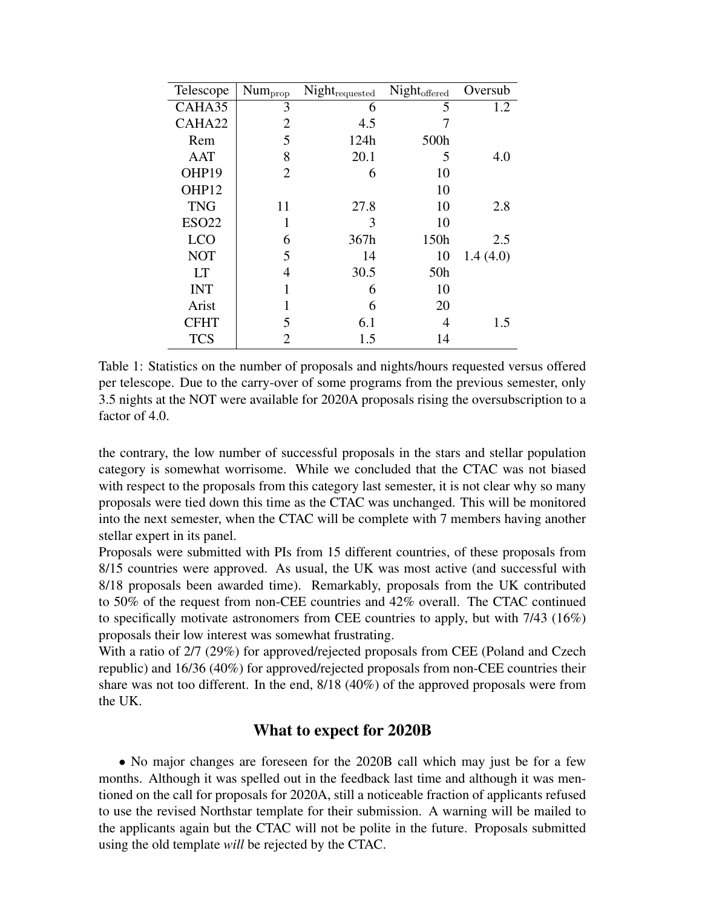| Telescope | $Num_{prop}$ | $Night_{requested}$ | $Night_{offered}$ | Oversub |
|---|---|---|---|---|
| CAHA35 | 3 | 6 | 5 | 1.2 |
| CAHA22 | 2 | 4.5 | 7 | |
| Rem | 5 | 124h | 500h | |
| AAT | 8 | 20.1 | 5 | 4.0 |
| OHP19 | 2 | 6 | 10 | |
| OHP12 | | | 10 | |
| TNG | 11 | 27.8 | 10 | 2.8 |
| ESO22 | 1 | 3 | 10 | |
| LCO | 6 | 367h | 150h | 2.5 |
| NOT | 5 | 14 | 10 | 1.4 (4.0) |
| LT | 4 | 30.5 | 50h | |
| INT | 1 | 6 | 10 | |
| Arist | 1 | 6 | 20 | |
| CFHT | 5 | 6.1 | 4 | 1.5 |
| TCS | 2 | 1.5 | 14 | |

Table 1: Statistics on the number of proposals and nights/hours requested versus offered per telescope. Due to the carry-over of some programs from the previous semester, only 3.5 nights at the NOT were available for 2020A proposals rising the oversubscription to a factor of 4.0.

the contrary, the low number of successful proposals in the stars and stellar population category is somewhat worrisome. While we concluded that the CTAC was not biased with respect to the proposals from this category last semester, it is not clear why so many proposals were tied down this time as the CTAC was unchanged. This will be monitored into the next semester, when the CTAC will be complete with 7 members having another stellar expert in its panel.

Proposals were submitted with PIs from 15 different countries, of these proposals from 8/15 countries were approved. As usual, the UK was most active (and successful with 8/18 proposals been awarded time). Remarkably, proposals from the UK contributed to 50% of the request from non-CEE countries and 42% overall. The CTAC continued to specifically motivate astronomers from CEE countries to apply, but with 7/43 (16%) proposals their low interest was somewhat frustrating.

With a ratio of 2/7 (29%) for approved/rejected proposals from CEE (Poland and Czech republic) and 16/36 (40%) for approved/rejected proposals from non-CEE countries their share was not too different. In the end, 8/18 (40%) of the approved proposals were from the UK.

## What to expect for 2020B

- No major changes are foreseen for the 2020B call which may just be for a few months. Although it was spelled out in the feedback last time and although it was mentioned on the call for proposals for 2020A, still a noticeable fraction of applicants refused to use the revised Northstar template for their submission. A warning will be mailed to the applicants again but the CTAC will not be polite in the future. Proposals submitted using the old template *will* be rejected by the CTAC.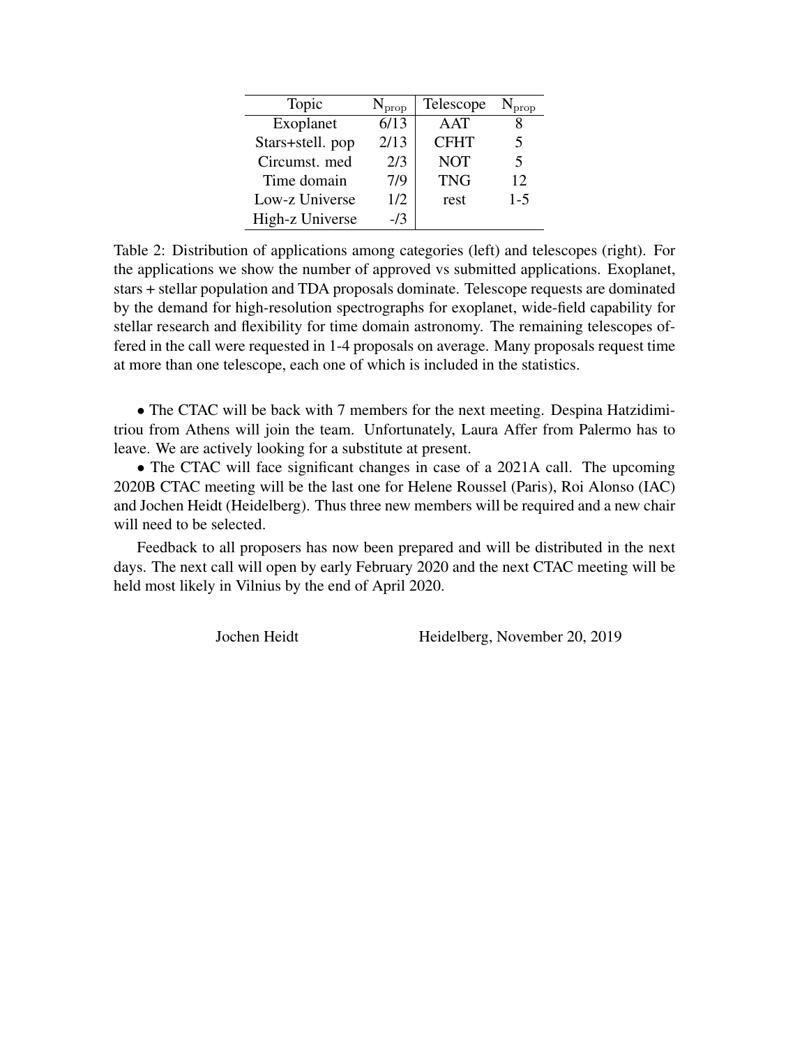| Topic | $N_{prop}$ | Telescope | $N_{prop}$ |
|---|---|---|---|
| Exoplanet | 6/13 | AAT | 8 |
| Stars+stell. pop | 2/13 | CFHT | 5 |
| Circumst. med | 2/3 | NOT | 5 |
| Time domain | 7/9 | TNG | 12 |
| Low-z Universe | 1/2 | rest | 1-5 |
| High-z Universe | -/3 | | |

Table 2: Distribution of applications among categories (left) and telescopes (right). For the applications we show the number of approved vs submitted applications. Exoplanet, stars + stellar population and TDA proposals dominate. Telescope requests are dominated by the demand for high-resolution spectrographs for exoplanet, wide-field capability for stellar research and flexibility for time domain astronomy. The remaining telescopes offered in the call were requested in 1-4 proposals on average. Many proposals request time at more than one telescope, each one of which is included in the statistics.

• The CTAC will be back with 7 members for the next meeting. Despina Hatzidimitriou from Athens will join the team. Unfortunately, Laura Affer from Palermo has to leave. We are actively looking for a substitute at present.

• The CTAC will face significant changes in case of a 2021A call. The upcoming 2020B CTAC meeting will be the last one for Helene Roussel (Paris), Roi Alonso (IAC) and Jochen Heidt (Heidelberg). Thus three new members will be required and a new chair will need to be selected.

Feedback to all proposers has now been prepared and will be distributed in the next days. The next call will open by early February 2020 and the next CTAC meeting will be held most likely in Vilnius by the end of April 2020.

Jochen Heidt — Heidelberg, November 20, 2019